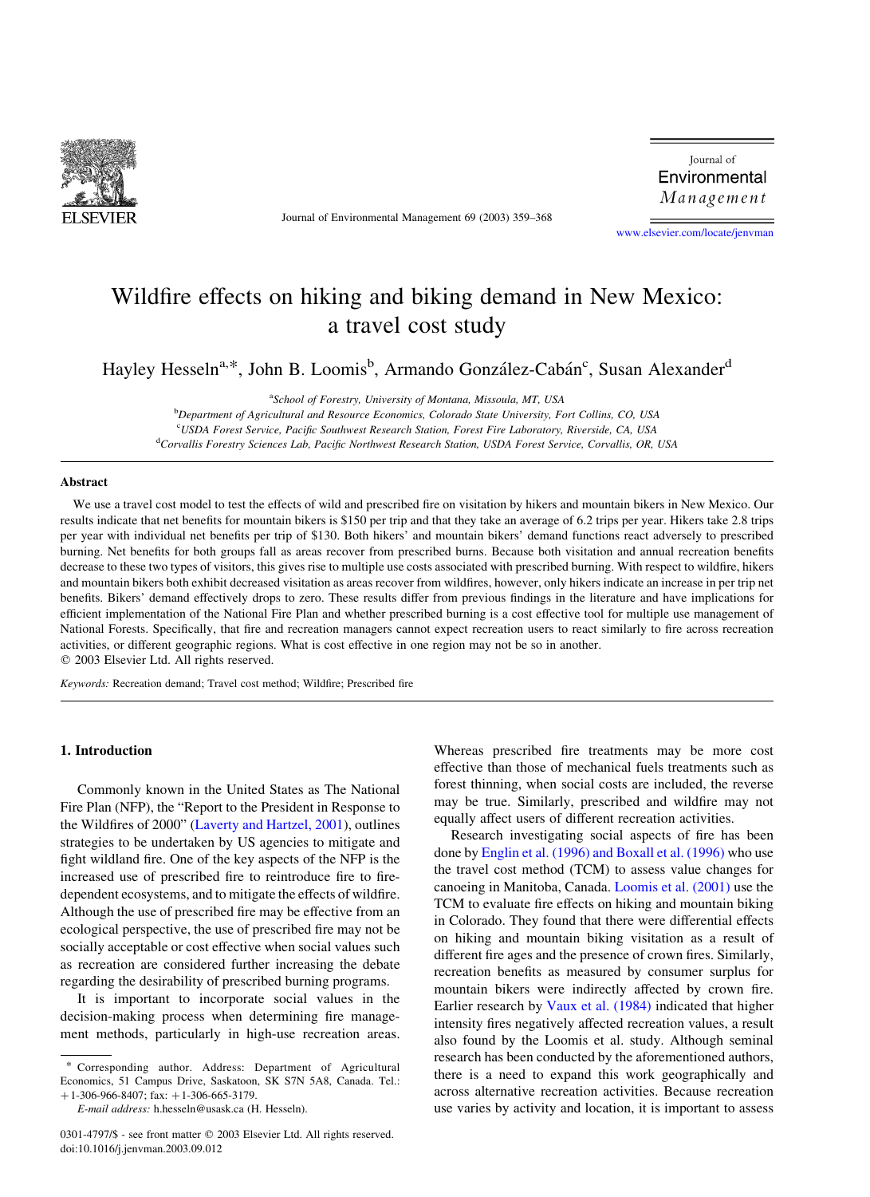# Wildfire effects on hiking and biking demand in New Mexico: a travel cost study

Hayley Hesseln[a,*], John B. Loomis[b], Armando González-Cabán[c], Susan Alexander[d]

[a]School of Forestry, University of Montana, Missoula, MT, USA

[b]Department of Agricultural and Resource Economics, Colorado State University, Fort Collins, CO, USA

[c]USDA Forest Service, Pacific Southwest Research Station, Forest Fire Laboratory, Riverside, CA, USA

[d]Corvallis Forestry Sciences Lab, Pacific Northwest Research Station, USDA Forest Service, Corvallis, OR, USA

## Abstract

We use a travel cost model to test the effects of wild and prescribed fire on visitation by hikers and mountain bikers in New Mexico. Our results indicate that net benefits for mountain bikers is $150 per trip and that they take an average of 6.2 trips per year. Hikers take 2.8 trips per year with individual net benefits per trip of $130. Both hikers' and mountain bikers' demand functions react adversely to prescribed burning. Net benefits for both groups fall as areas recover from prescribed burns. Because both visitation and annual recreation benefits decrease to these two types of visitors, this gives rise to multiple use costs associated with prescribed burning. With respect to wildfire, hikers and mountain bikers both exhibit decreased visitation as areas recover from wildfires, however, only hikers indicate an increase in per trip net benefits. Bikers' demand effectively drops to zero. These results differ from previous findings in the literature and have implications for efficient implementation of the National Fire Plan and whether prescribed burning is a cost effective tool for multiple use management of National Forests. Specifically, that fire and recreation managers cannot expect recreation users to react similarly to fire across recreation activities, or different geographic regions. What is cost effective in one region may not be so in another.

© 2003 Elsevier Ltd. All rights reserved.

*Keywords:* Recreation demand; Travel cost method; Wildfire; Prescribed fire

## 1. Introduction

Commonly known in the United States as The National Fire Plan (NFP), the "Report to the President in Response to the Wildfires of 2000" (Laverty and Hartzel, 2001), outlines strategies to be undertaken by US agencies to mitigate and fight wildland fire. One of the key aspects of the NFP is the increased use of prescribed fire to reintroduce fire to fire-dependent ecosystems, and to mitigate the effects of wildfire. Although the use of prescribed fire may be effective from an ecological perspective, the use of prescribed fire may not be socially acceptable or cost effective when social values such as recreation are considered further increasing the debate regarding the desirability of prescribed burning programs.

It is important to incorporate social values in the decision-making process when determining fire management methods, particularly in high-use recreation areas. Whereas prescribed fire treatments may be more cost effective than those of mechanical fuels treatments such as forest thinning, when social costs are included, the reverse may be true. Similarly, prescribed and wildfire may not equally affect users of different recreation activities.

Research investigating social aspects of fire has been done by Englin et al. (1996) and Boxall et al. (1996) who use the travel cost method (TCM) to assess value changes for canoeing in Manitoba, Canada. Loomis et al. (2001) use the TCM to evaluate fire effects on hiking and mountain biking in Colorado. They found that there were differential effects on hiking and mountain biking visitation as a result of different fire ages and the presence of crown fires. Similarly, recreation benefits as measured by consumer surplus for mountain bikers were indirectly affected by crown fire. Earlier research by Vaux et al. (1984) indicated that higher intensity fires negatively affected recreation values, a result also found by the Loomis et al. study. Although seminal research has been conducted by the aforementioned authors, there is a need to expand this work geographically and across alternative recreation activities. Because recreation use varies by activity and location, it is important to assess

---

\* Corresponding author. Address: Department of Agricultural Economics, 51 Campus Drive, Saskatoon, SK S7N 5A8, Canada. Tel.: +1-306-966-8407; fax: +1-306-665-3179.

*E-mail address:* h.hesseln@usask.ca (H. Hesseln).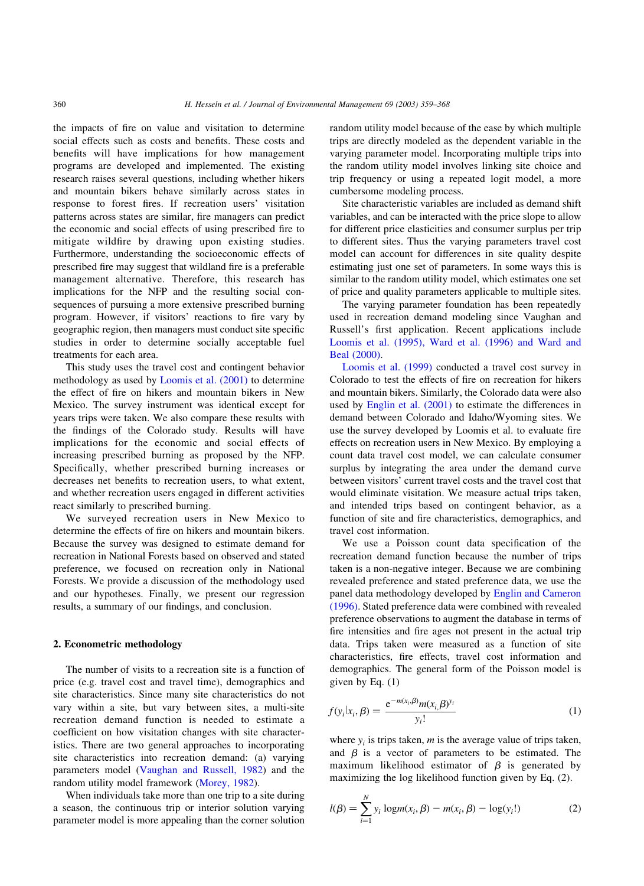the impacts of fire on value and visitation to determine social effects such as costs and benefits. These costs and benefits will have implications for how management programs are developed and implemented. The existing research raises several questions, including whether hikers and mountain bikers behave similarly across states in response to forest fires. If recreation users' visitation patterns across states are similar, fire managers can predict the economic and social effects of using prescribed fire to mitigate wildfire by drawing upon existing studies. Furthermore, understanding the socioeconomic effects of prescribed fire may suggest that wildland fire is a preferable management alternative. Therefore, this research has implications for the NFP and the resulting social consequences of pursuing a more extensive prescribed burning program. However, if visitors' reactions to fire vary by geographic region, then managers must conduct site specific studies in order to determine socially acceptable fuel treatments for each area.

This study uses the travel cost and contingent behavior methodology as used by Loomis et al. (2001) to determine the effect of fire on hikers and mountain bikers in New Mexico. The survey instrument was identical except for years trips were taken. We also compare these results with the findings of the Colorado study. Results will have implications for the economic and social effects of increasing prescribed burning as proposed by the NFP. Specifically, whether prescribed burning increases or decreases net benefits to recreation users, to what extent, and whether recreation users engaged in different activities react similarly to prescribed burning.

We surveyed recreation users in New Mexico to determine the effects of fire on hikers and mountain bikers. Because the survey was designed to estimate demand for recreation in National Forests based on observed and stated preference, we focused on recreation only in National Forests. We provide a discussion of the methodology used and our hypotheses. Finally, we present our regression results, a summary of our findings, and conclusion.

## 2. Econometric methodology

The number of visits to a recreation site is a function of price (e.g. travel cost and travel time), demographics and site characteristics. Since many site characteristics do not vary within a site, but vary between sites, a multi-site recreation demand function is needed to estimate a coefficient on how visitation changes with site characteristics. There are two general approaches to incorporating site characteristics into recreation demand: (a) varying parameters model (Vaughan and Russell, 1982) and the random utility model framework (Morey, 1982).

When individuals take more than one trip to a site during a season, the continuous trip or interior solution varying parameter model is more appealing than the corner solution random utility model because of the ease by which multiple trips are directly modeled as the dependent variable in the varying parameter model. Incorporating multiple trips into the random utility model involves linking site choice and trip frequency or using a repeated logit model, a more cumbersome modeling process.

Site characteristic variables are included as demand shift variables, and can be interacted with the price slope to allow for different price elasticities and consumer surplus per trip to different sites. Thus the varying parameters travel cost model can account for differences in site quality despite estimating just one set of parameters. In some ways this is similar to the random utility model, which estimates one set of price and quality parameters applicable to multiple sites.

The varying parameter foundation has been repeatedly used in recreation demand modeling since Vaughan and Russell's first application. Recent applications include Loomis et al. (1995), Ward et al. (1996) and Ward and Beal (2000).

Loomis et al. (1999) conducted a travel cost survey in Colorado to test the effects of fire on recreation for hikers and mountain bikers. Similarly, the Colorado data were also used by Englin et al. (2001) to estimate the differences in demand between Colorado and Idaho/Wyoming sites. We use the survey developed by Loomis et al. to evaluate fire effects on recreation users in New Mexico. By employing a count data travel cost model, we can calculate consumer surplus by integrating the area under the demand curve between visitors' current travel costs and the travel cost that would eliminate visitation. We measure actual trips taken, and intended trips based on contingent behavior, as a function of site and fire characteristics, demographics, and travel cost information.

We use a Poisson count data specification of the recreation demand function because the number of trips taken is a non-negative integer. Because we are combining revealed preference and stated preference data, we use the panel data methodology developed by Englin and Cameron (1996). Stated preference data were combined with revealed preference observations to augment the database in terms of fire intensities and fire ages not present in the actual trip data. Trips taken were measured as a function of site characteristics, fire effects, travel cost information and demographics. The general form of the Poisson model is given by Eq. (1)

$$f(y_i|x_i, \beta) = \frac{e^{-m(x_i,\beta)} m(x_i, \beta)^{y_i}}{y_i!} \tag{1}$$

where $y_i$ is trips taken, $m$ is the average value of trips taken, and $\beta$ is a vector of parameters to be estimated. The maximum likelihood estimator of $\beta$ is generated by maximizing the log likelihood function given by Eq. (2).

$$l(\beta) = \sum_{i=1}^{N} y_i \log m(x_i, \beta) - m(x_i, \beta) - \log(y_i!) \tag{2}$$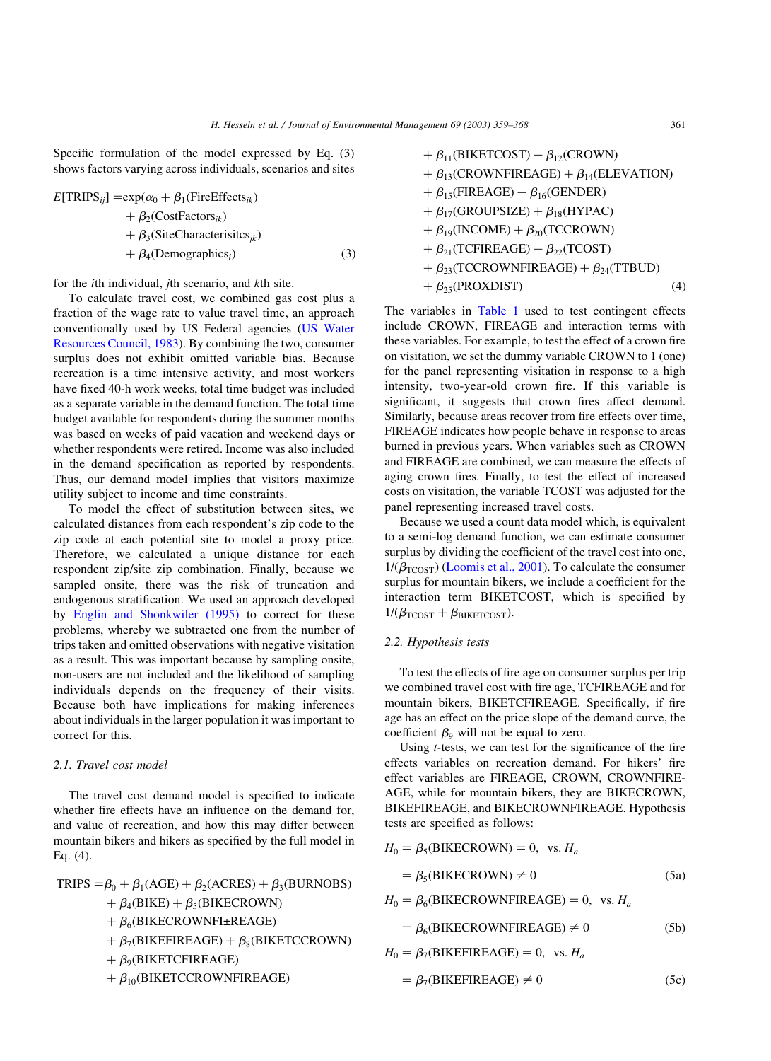Specific formulation of the model expressed by Eq. (3) shows factors varying across individuals, scenarios and sites

$$
\begin{aligned}
E[\mathrm{TRIPS}_{ij}] = \exp(&\alpha_0 + \beta_1(\mathrm{FireEffects}_{ik}) \\
&+ \beta_2(\mathrm{CostFactors}_{ik}) \\
&+ \beta_3(\mathrm{SiteCharacterisitcs}_{jk}) \\
&+ \beta_4(\mathrm{Demographics}_i)
\end{aligned} \tag{3}
$$

for the $i$th individual, $j$th scenario, and $k$th site.

To calculate travel cost, we combined gas cost plus a fraction of the wage rate to value travel time, an approach conventionally used by US Federal agencies (US Water Resources Council, 1983). By combining the two, consumer surplus does not exhibit omitted variable bias. Because recreation is a time intensive activity, and most workers have fixed 40-h work weeks, total time budget was included as a separate variable in the demand function. The total time budget available for respondents during the summer months was based on weeks of paid vacation and weekend days or whether respondents were retired. Income was also included in the demand specification as reported by respondents. Thus, our demand model implies that visitors maximize utility subject to income and time constraints.

To model the effect of substitution between sites, we calculated distances from each respondent's zip code to the zip code at each potential site to model a proxy price. Therefore, we calculated a unique distance for each respondent zip/site zip combination. Finally, because we sampled onsite, there was the risk of truncation and endogenous stratification. We used an approach developed by Englin and Shonkwiler (1995) to correct for these problems, whereby we subtracted one from the number of trips taken and omitted observations with negative visitation as a result. This was important because by sampling onsite, non-users are not included and the likelihood of sampling individuals depends on the frequency of their visits. Because both have implications for making inferences about individuals in the larger population it was important to correct for this.

### 2.1. Travel cost model

The travel cost demand model is specified to indicate whether fire effects have an influence on the demand for, and value of recreation, and how this may differ between mountain bikers and hikers as specified by the full model in Eq. (4).

$$
\begin{aligned}
\mathrm{TRIPS} = &\beta_0 + \beta_1(\mathrm{AGE}) + \beta_2(\mathrm{ACRES}) + \beta_3(\mathrm{BURNOBS}) \\
&+ \beta_4(\mathrm{BIKE}) + \beta_5(\mathrm{BIKECROWN}) \\
&+ \beta_6(\mathrm{BIKECROWNFI{\pm}REAGE}) \\
&+ \beta_7(\mathrm{BIKEFIREAGE}) + \beta_8(\mathrm{BIKETCCROWN}) \\
&+ \beta_9(\mathrm{BIKETCFIREAGE}) \\
&+ \beta_{10}(\mathrm{BIKETCCROWNFIREAGE}) \\
&+ \beta_{11}(\mathrm{BIKETCOST}) + \beta_{12}(\mathrm{CROWN}) \\
&+ \beta_{13}(\mathrm{CROWNFIREAGE}) + \beta_{14}(\mathrm{ELEVATION}) \\
&+ \beta_{15}(\mathrm{FIREAGE}) + \beta_{16}(\mathrm{GENDER}) \\
&+ \beta_{17}(\mathrm{GROUPSIZE}) + \beta_{18}(\mathrm{HYPAC}) \\
&+ \beta_{19}(\mathrm{INCOME}) + \beta_{20}(\mathrm{TCCROWN}) \\
&+ \beta_{21}(\mathrm{TCFIREAGE}) + \beta_{22}(\mathrm{TCOST}) \\
&+ \beta_{23}(\mathrm{TCCROWNFIREAGE}) + \beta_{24}(\mathrm{TTBUD}) \\
&+ \beta_{25}(\mathrm{PROXDIST})
\end{aligned} \tag{4}
$$

The variables in Table 1 used to test contingent effects include CROWN, FIREAGE and interaction terms with these variables. For example, to test the effect of a crown fire on visitation, we set the dummy variable CROWN to 1 (one) for the panel representing visitation in response to a high intensity, two-year-old crown fire. If this variable is significant, it suggests that crown fires affect demand. Similarly, because areas recover from fire effects over time, FIREAGE indicates how people behave in response to areas burned in previous years. When variables such as CROWN and FIREAGE are combined, we can measure the effects of aging crown fires. Finally, to test the effect of increased costs on visitation, the variable TCOST was adjusted for the panel representing increased travel costs.

Because we used a count data model which, is equivalent to a semi-log demand function, we can estimate consumer surplus by dividing the coefficient of the travel cost into one, $1/(\beta_{\mathrm{TCOST}})$ (Loomis et al., 2001). To calculate the consumer surplus for mountain bikers, we include a coefficient for the interaction term BIKETCOST, which is specified by $1/(\beta_{\mathrm{TCOST}} + \beta_{\mathrm{BIKETCOST}})$.

### 2.2. Hypothesis tests

To test the effects of fire age on consumer surplus per trip we combined travel cost with fire age, TCFIREAGE and for mountain bikers, BIKETCFIREAGE. Specifically, if fire age has an effect on the price slope of the demand curve, the coefficient $\beta_9$ will not be equal to zero.

Using $t$-tests, we can test for the significance of the fire effects variables on recreation demand. For hikers' fire effect variables are FIREAGE, CROWN, CROWNFIREAGE, while for mountain bikers, they are BIKECROWN, BIKEFIREAGE, and BIKECROWNFIREAGE. Hypothesis tests are specified as follows:

$$
H_0 = \beta_5(\mathrm{BIKECROWN}) = 0, \quad \text{vs. } H_a = \beta_5(\mathrm{BIKECROWN}) \neq 0 \tag{5a}
$$

$$
H_0 = \beta_6(\mathrm{BIKECROWNFIREAGE}) = 0, \quad \text{vs. } H_a = \beta_6(\mathrm{BIKECROWNFIREAGE}) \neq 0 \tag{5b}
$$

$$
H_0 = \beta_7(\mathrm{BIKEFIREAGE}) = 0, \quad \text{vs. } H_a = \beta_7(\mathrm{BIKEFIREAGE}) \neq 0 \tag{5c}
$$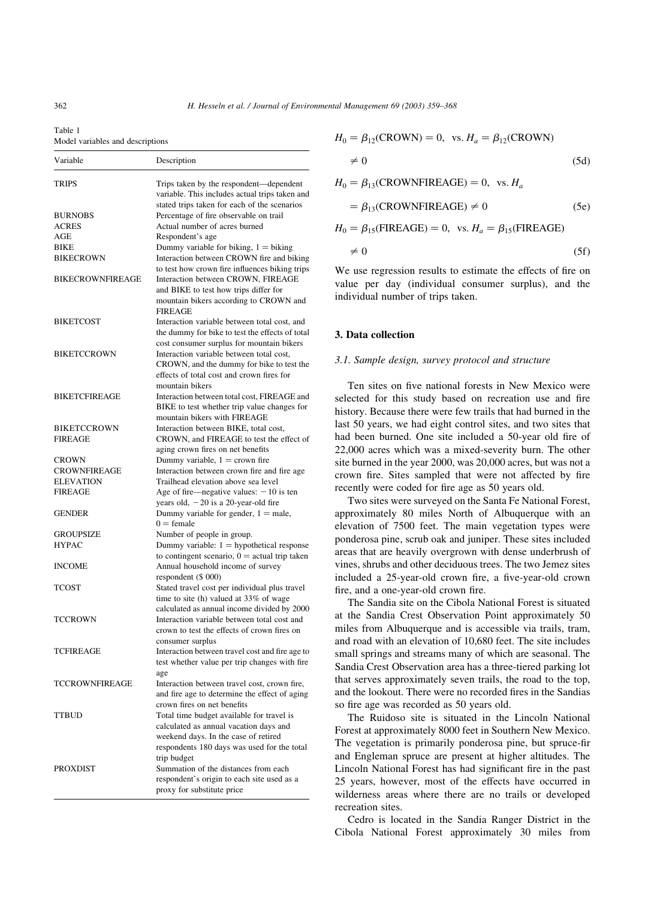Table 1
Model variables and descriptions

| Variable | Description |
|---|---|
| TRIPS | Trips taken by the respondent—dependent variable. This includes actual trips taken and stated trips taken for each of the scenarios |
| BURNOBS | Percentage of fire observable on trail |
| ACRES | Actual number of acres burned |
| AGE | Respondent's age |
| BIKE | Dummy variable for biking, 1 = biking |
| BIKECROWN | Interaction between CROWN fire and biking to test how crown fire influences biking trips |
| BIKECROWNFIREAGE | Interaction between CROWN, FIREAGE and BIKE to test how trips differ for mountain bikers according to CROWN and FIREAGE |
| BIKETCOST | Interaction variable between total cost, and the dummy for bike to test the effects of total cost consumer surplus for mountain bikers |
| BIKETCCROWN | Interaction variable between total cost, CROWN, and the dummy for bike to test the effects of total cost and crown fires for mountain bikers |
| BIKETCFIREAGE | Interaction between total cost, FIREAGE and BIKE to test whether trip value changes for mountain bikers with FIREAGE |
| BIKETCCROWN FIREAGE | Interaction between BIKE, total cost, CROWN, and FIREAGE to test the effect of aging crown fires on net benefits |
| CROWN | Dummy variable, 1 = crown fire |
| CROWNFIREAGE | Interaction between crown fire and fire age |
| ELEVATION | Trailhead elevation above sea level |
| FIREAGE | Age of fire—negative values: −10 is ten years old, −20 is a 20-year-old fire |
| GENDER | Dummy variable for gender, 1 = male, 0 = female |
| GROUPSIZE | Number of people in group. |
| HYPAC | Dummy variable: 1 = hypothetical response to contingent scenario, 0 = actual trip taken |
| INCOME | Annual household income of survey respondent ($ 000) |
| TCOST | Stated travel cost per individual plus travel time to site (h) valued at 33% of wage calculated as annual income divided by 2000 |
| TCCROWN | Interaction variable between total cost and crown to test the effects of crown fires on consumer surplus |
| TCFIREAGE | Interaction between travel cost and fire age to test whether value per trip changes with fire age |
| TCCROWNFIREAGE | Interaction between travel cost, crown fire, and fire age to determine the effect of aging crown fires on net benefits |
| TTBUD | Total time budget available for travel is calculated as annual vacation days and weekend days. In the case of retired respondents 180 days was used for the total trip budget |
| PROXDIST | Summation of the distances from each respondent's origin to each site used as a proxy for substitute price |

$$H_0 = \beta_{12}(\text{CROWN}) = 0, \text{ vs. } H_a = \beta_{12}(\text{CROWN}) \neq 0 \tag{5d}$$

$$H_0 = \beta_{13}(\text{CROWNFIREAGE}) = 0, \text{ vs. } H_a = \beta_{13}(\text{CROWNFIREAGE}) \neq 0 \tag{5e}$$

$$H_0 = \beta_{15}(\text{FIREAGE}) = 0, \text{ vs. } H_a = \beta_{15}(\text{FIREAGE}) \neq 0 \tag{5f}$$

We use regression results to estimate the effects of fire on value per day (individual consumer surplus), and the individual number of trips taken.

## 3. Data collection

### 3.1. Sample design, survey protocol and structure

Ten sites on five national forests in New Mexico were selected for this study based on recreation use and fire history. Because there were few trails that had burned in the last 50 years, we had eight control sites, and two sites that had been burned. One site included a 50-year old fire of 22,000 acres which was a mixed-severity burn. The other site burned in the year 2000, was 20,000 acres, but was not a crown fire. Sites sampled that were not affected by fire recently were coded for fire age as 50 years old.

Two sites were surveyed on the Santa Fe National Forest, approximately 80 miles North of Albuquerque with an elevation of 7500 feet. The main vegetation types were ponderosa pine, scrub oak and juniper. These sites included areas that are heavily overgrown with dense underbrush of vines, shrubs and other deciduous trees. The two Jemez sites included a 25-year-old crown fire, a five-year-old crown fire, and a one-year-old crown fire.

The Sandia site on the Cibola National Forest is situated at the Sandia Crest Observation Point approximately 50 miles from Albuquerque and is accessible via trails, tram, and road with an elevation of 10,680 feet. The site includes small springs and streams many of which are seasonal. The Sandia Crest Observation area has a three-tiered parking lot that serves approximately seven trails, the road to the top, and the lookout. There were no recorded fires in the Sandias so fire age was recorded as 50 years old.

The Ruidoso site is situated in the Lincoln National Forest at approximately 8000 feet in Southern New Mexico. The vegetation is primarily ponderosa pine, but spruce-fir and Engleman spruce are present at higher altitudes. The Lincoln National Forest has had significant fire in the past 25 years, however, most of the effects have occurred in wilderness areas where there are no trails or developed recreation sites.

Cedro is located in the Sandia Ranger District in the Cibola National Forest approximately 30 miles from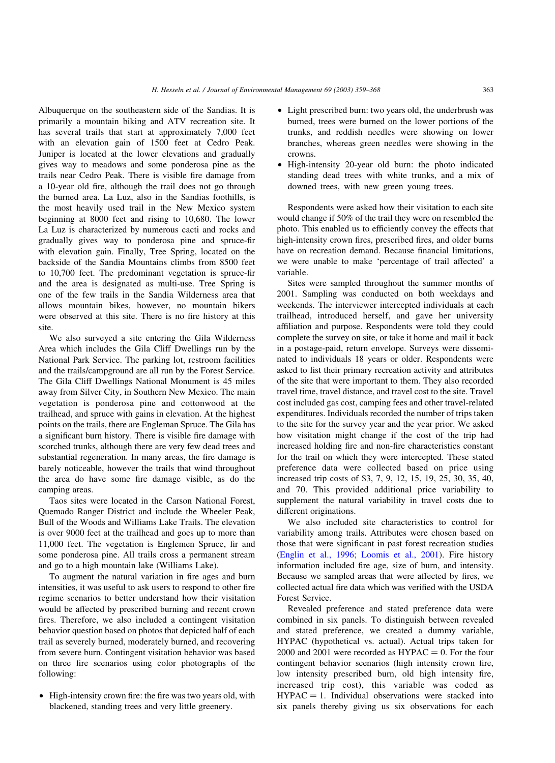Albuquerque on the southeastern side of the Sandias. It is primarily a mountain biking and ATV recreation site. It has several trails that start at approximately 7,000 feet with an elevation gain of 1500 feet at Cedro Peak. Juniper is located at the lower elevations and gradually gives way to meadows and some ponderosa pine as the trails near Cedro Peak. There is visible fire damage from a 10-year old fire, although the trail does not go through the burned area. La Luz, also in the Sandias foothills, is the most heavily used trail in the New Mexico system beginning at 8000 feet and rising to 10,680. The lower La Luz is characterized by numerous cacti and rocks and gradually gives way to ponderosa pine and spruce-fir with elevation gain. Finally, Tree Spring, located on the backside of the Sandia Mountains climbs from 8500 feet to 10,700 feet. The predominant vegetation is spruce-fir and the area is designated as multi-use. Tree Spring is one of the few trails in the Sandia Wilderness area that allows mountain bikes, however, no mountain bikers were observed at this site. There is no fire history at this site.

We also surveyed a site entering the Gila Wilderness Area which includes the Gila Cliff Dwellings run by the National Park Service. The parking lot, restroom facilities and the trails/campground are all run by the Forest Service. The Gila Cliff Dwellings National Monument is 45 miles away from Silver City, in Southern New Mexico. The main vegetation is ponderosa pine and cottonwood at the trailhead, and spruce with gains in elevation. At the highest points on the trails, there are Engleman Spruce. The Gila has a significant burn history. There is visible fire damage with scorched trunks, although there are very few dead trees and substantial regeneration. In many areas, the fire damage is barely noticeable, however the trails that wind throughout the area do have some fire damage visible, as do the camping areas.

Taos sites were located in the Carson National Forest, Quemado Ranger District and include the Wheeler Peak, Bull of the Woods and Williams Lake Trails. The elevation is over 9000 feet at the trailhead and goes up to more than 11,000 feet. The vegetation is Englemen Spruce, fir and some ponderosa pine. All trails cross a permanent stream and go to a high mountain lake (Williams Lake).

To augment the natural variation in fire ages and burn intensities, it was useful to ask users to respond to other fire regime scenarios to better understand how their visitation would be affected by prescribed burning and recent crown fires. Therefore, we also included a contingent visitation behavior question based on photos that depicted half of each trail as severely burned, moderately burned, and recovering from severe burn. Contingent visitation behavior was based on three fire scenarios using color photographs of the following:

- High-intensity crown fire: the fire was two years old, with blackened, standing trees and very little greenery.
- Light prescribed burn: two years old, the underbrush was burned, trees were burned on the lower portions of the trunks, and reddish needles were showing on lower branches, whereas green needles were showing in the crowns.
- High-intensity 20-year old burn: the photo indicated standing dead trees with white trunks, and a mix of downed trees, with new green young trees.

Respondents were asked how their visitation to each site would change if 50% of the trail they were on resembled the photo. This enabled us to efficiently convey the effects that high-intensity crown fires, prescribed fires, and older burns have on recreation demand. Because financial limitations, we were unable to make 'percentage of trail affected' a variable.

Sites were sampled throughout the summer months of 2001. Sampling was conducted on both weekdays and weekends. The interviewer intercepted individuals at each trailhead, introduced herself, and gave her university affiliation and purpose. Respondents were told they could complete the survey on site, or take it home and mail it back in a postage-paid, return envelope. Surveys were disseminated to individuals 18 years or older. Respondents were asked to list their primary recreation activity and attributes of the site that were important to them. They also recorded travel time, travel distance, and travel cost to the site. Travel cost included gas cost, camping fees and other travel-related expenditures. Individuals recorded the number of trips taken to the site for the survey year and the year prior. We asked how visitation might change if the cost of the trip had increased holding fire and non-fire characteristics constant for the trail on which they were intercepted. These stated preference data were collected based on price using increased trip costs of $3, 7, 9, 12, 15, 19, 25, 30, 35, 40, and 70. This provided additional price variability to supplement the natural variability in travel costs due to different originations.

We also included site characteristics to control for variability among trails. Attributes were chosen based on those that were significant in past forest recreation studies (Englin et al., 1996; Loomis et al., 2001). Fire history information included fire age, size of burn, and intensity. Because we sampled areas that were affected by fires, we collected actual fire data which was verified with the USDA Forest Service.

Revealed preference and stated preference data were combined in six panels. To distinguish between revealed and stated preference, we created a dummy variable, HYPAC (hypothetical vs. actual). Actual trips taken for 2000 and 2001 were recorded as HYPAC = 0. For the four contingent behavior scenarios (high intensity crown fire, low intensity prescribed burn, old high intensity fire, increased trip cost), this variable was coded as HYPAC = 1. Individual observations were stacked into six panels thereby giving us six observations for each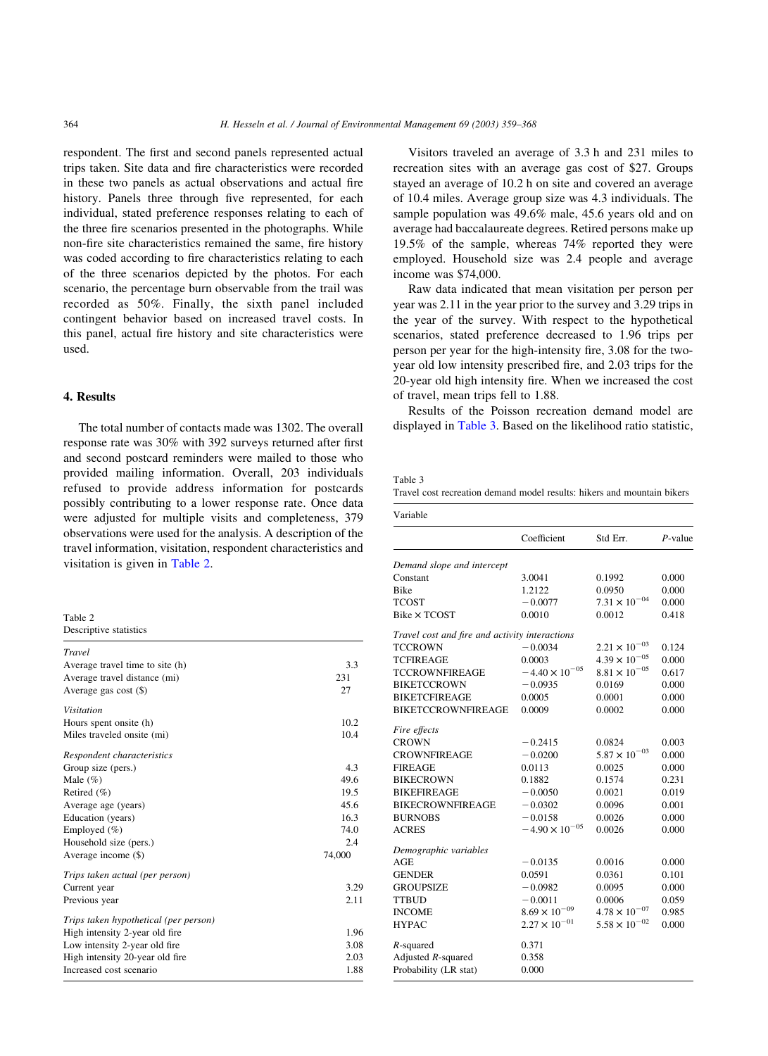respondent. The first and second panels represented actual trips taken. Site data and fire characteristics were recorded in these two panels as actual observations and actual fire history. Panels three through five represented, for each individual, stated preference responses relating to each of the three fire scenarios presented in the photographs. While non-fire site characteristics remained the same, fire history was coded according to fire characteristics relating to each of the three scenarios depicted by the photos. For each scenario, the percentage burn observable from the trail was recorded as 50%. Finally, the sixth panel included contingent behavior based on increased travel costs. In this panel, actual fire history and site characteristics were used.

## 4. Results

The total number of contacts made was 1302. The overall response rate was 30% with 392 surveys returned after first and second postcard reminders were mailed to those who provided mailing information. Overall, 203 individuals refused to provide address information for postcards possibly contributing to a lower response rate. Once data were adjusted for multiple visits and completeness, 379 observations were used for the analysis. A description of the travel information, visitation, respondent characteristics and visitation is given in Table 2.

Table 2
Descriptive statistics

| | |
|---|---|
| *Travel* | |
| Average travel time to site (h) | 3.3 |
| Average travel distance (mi) | 231 |
| Average gas cost ($) | 27 |
| *Visitation* | |
| Hours spent onsite (h) | 10.2 |
| Miles traveled onsite (mi) | 10.4 |
| *Respondent characteristics* | |
| Group size (pers.) | 4.3 |
| Male (%) | 49.6 |
| Retired (%) | 19.5 |
| Average age (years) | 45.6 |
| Education (years) | 16.3 |
| Employed (%) | 74.0 |
| Household size (pers.) | 2.4 |
| Average income ($) | 74,000 |
| *Trips taken actual (per person)* | |
| Current year | 3.29 |
| Previous year | 2.11 |
| *Trips taken hypothetical (per person)* | |
| High intensity 2-year old fire | 1.96 |
| Low intensity 2-year old fire | 3.08 |
| High intensity 20-year old fire | 2.03 |
| Increased cost scenario | 1.88 |

Visitors traveled an average of 3.3 h and 231 miles to recreation sites with an average gas cost of $27. Groups stayed an average of 10.2 h on site and covered an average of 10.4 miles. Average group size was 4.3 individuals. The sample population was 49.6% male, 45.6 years old and on average had baccalaureate degrees. Retired persons make up 19.5% of the sample, whereas 74% reported they were employed. Household size was 2.4 people and average income was $74,000.

Raw data indicated that mean visitation per person per year was 2.11 in the year prior to the survey and 3.29 trips in the year of the survey. With respect to the hypothetical scenarios, stated preference decreased to 1.96 trips per person per year for the high-intensity fire, 3.08 for the two-year old low intensity prescribed fire, and 2.03 trips for the 20-year old high intensity fire. When we increased the cost of travel, mean trips fell to 1.88.

Results of the Poisson recreation demand model are displayed in Table 3. Based on the likelihood ratio statistic,

Table 3
Travel cost recreation demand model results: hikers and mountain bikers

| Variable | Coefficient | Std Err. | *P*-value |
|---|---|---|---|
| *Demand slope and intercept* | | | |
| Constant | 3.0041 | 0.1992 | 0.000 |
| Bike | 1.2122 | 0.0950 | 0.000 |
| TCOST | −0.0077 | $7.31 \times 10^{-04}$ | 0.000 |
| Bike × TCOST | 0.0010 | 0.0012 | 0.418 |
| *Travel cost and fire and activity interactions* | | | |
| TCCROWN | −0.0034 | $2.21 \times 10^{-03}$ | 0.124 |
| TCFIREAGE | 0.0003 | $4.39 \times 10^{-05}$ | 0.000 |
| TCCROWNFIREAGE | $-4.40 \times 10^{-05}$ | $8.81 \times 10^{-05}$ | 0.617 |
| BIKETCCROWN | −0.0935 | 0.0169 | 0.000 |
| BIKETCFIREAGE | 0.0005 | 0.0001 | 0.000 |
| BIKETCCROWNFIREAGE | 0.0009 | 0.0002 | 0.000 |
| *Fire effects* | | | |
| CROWN | −0.2415 | 0.0824 | 0.003 |
| CROWNFIREAGE | −0.0200 | $5.87 \times 10^{-03}$ | 0.000 |
| FIREAGE | 0.0113 | 0.0025 | 0.000 |
| BIKECROWN | 0.1882 | 0.1574 | 0.231 |
| BIKEFIREAGE | −0.0050 | 0.0021 | 0.019 |
| BIKECROWNFIREAGE | −0.0302 | 0.0096 | 0.001 |
| BURNOBS | −0.0158 | 0.0026 | 0.000 |
| ACRES | $-4.90 \times 10^{-05}$ | 0.0026 | 0.000 |
| *Demographic variables* | | | |
| AGE | −0.0135 | 0.0016 | 0.000 |
| GENDER | 0.0591 | 0.0361 | 0.101 |
| GROUPSIZE | −0.0982 | 0.0095 | 0.000 |
| TTBUD | −0.0011 | 0.0006 | 0.059 |
| INCOME | $8.69 \times 10^{-09}$ | $4.78 \times 10^{-07}$ | 0.985 |
| HYPAC | $2.27 \times 10^{-01}$ | $5.58 \times 10^{-02}$ | 0.000 |
| *R*-squared | 0.371 | | |
| Adjusted *R*-squared | 0.358 | | |
| Probability (LR stat) | 0.000 | | |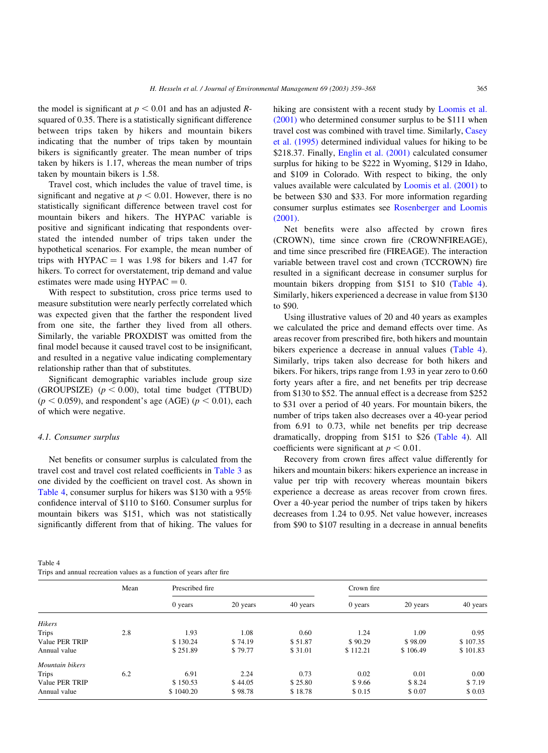the model is significant at $p < 0.01$ and has an adjusted $R$-squared of 0.35. There is a statistically significant difference between trips taken by hikers and mountain bikers indicating that the number of trips taken by mountain bikers is significantly greater. The mean number of trips taken by hikers is 1.17, whereas the mean number of trips taken by mountain bikers is 1.58.

Travel cost, which includes the value of travel time, is significant and negative at $p < 0.01$. However, there is no statistically significant difference between travel cost for mountain bikers and hikers. The HYPAC variable is positive and significant indicating that respondents overstated the intended number of trips taken under the hypothetical scenarios. For example, the mean number of trips with HYPAC = 1 was 1.98 for bikers and 1.47 for hikers. To correct for overstatement, trip demand and value estimates were made using HYPAC = 0.

With respect to substitution, cross price terms used to measure substitution were nearly perfectly correlated which was expected given that the farther the respondent lived from one site, the farther they lived from all others. Similarly, the variable PROXDIST was omitted from the final model because it caused travel cost to be insignificant, and resulted in a negative value indicating complementary relationship rather than that of substitutes.

Significant demographic variables include group size (GROUPSIZE) ($p < 0.00$), total time budget (TTBUD) ($p < 0.059$), and respondent's age (AGE) ($p < 0.01$), each of which were negative.

### 4.1. Consumer surplus

Net benefits or consumer surplus is calculated from the travel cost and travel cost related coefficients in Table 3 as one divided by the coefficient on travel cost. As shown in Table 4, consumer surplus for hikers was \$130 with a 95% confidence interval of \$110 to \$160. Consumer surplus for mountain bikers was \$151, which was not statistically significantly different from that of hiking. The values for hiking are consistent with a recent study by Loomis et al. (2001) who determined consumer surplus to be \$111 when travel cost was combined with travel time. Similarly, Casey et al. (1995) determined individual values for hiking to be \$218.37. Finally, Englin et al. (2001) calculated consumer surplus for hiking to be \$222 in Wyoming, \$129 in Idaho, and \$109 in Colorado. With respect to biking, the only values available were calculated by Loomis et al. (2001) to be between \$30 and \$33. For more information regarding consumer surplus estimates see Rosenberger and Loomis (2001).

Net benefits were also affected by crown fires (CROWN), time since crown fire (CROWNFIREAGE), and time since prescribed fire (FIREAGE). The interaction variable between travel cost and crown (TCCROWN) fire resulted in a significant decrease in consumer surplus for mountain bikers dropping from \$151 to \$10 (Table 4). Similarly, hikers experienced a decrease in value from \$130 to \$90.

Using illustrative values of 20 and 40 years as examples we calculated the price and demand effects over time. As areas recover from prescribed fire, both hikers and mountain bikers experience a decrease in annual values (Table 4). Similarly, trips taken also decrease for both hikers and bikers. For hikers, trips range from 1.93 in year zero to 0.60 forty years after a fire, and net benefits per trip decrease from \$130 to \$52. The annual effect is a decrease from \$252 to \$31 over a period of 40 years. For mountain bikers, the number of trips taken also decreases over a 40-year period from 6.91 to 0.73, while net benefits per trip decrease dramatically, dropping from \$151 to \$26 (Table 4). All coefficients were significant at $p < 0.01$.

Recovery from crown fires affect value differently for hikers and mountain bikers: hikers experience an increase in value per trip with recovery whereas mountain bikers experience a decrease as areas recover from crown fires. Over a 40-year period the number of trips taken by hikers decreases from 1.24 to 0.95. Net value however, increases from \$90 to \$107 resulting in a decrease in annual benefits

Table 4
Trips and annual recreation values as a function of years after fire

| | Mean | Prescribed fire | | | Crown fire | | |
|---|---|---|---|---|---|---|---|
| | | 0 years | 20 years | 40 years | 0 years | 20 years | 40 years |
| *Hikers* | | | | | | | |
| Trips | 2.8 | 1.93 | 1.08 | 0.60 | 1.24 | 1.09 | 0.95 |
| Value PER TRIP | | \$ 130.24 | \$ 74.19 | \$ 51.87 | \$ 90.29 | \$ 98.09 | \$ 107.35 |
| Annual value | | \$ 251.89 | \$ 79.77 | \$ 31.01 | \$ 112.21 | \$ 106.49 | \$ 101.83 |
| *Mountain bikers* | | | | | | | |
| Trips | 6.2 | 6.91 | 2.24 | 0.73 | 0.02 | 0.01 | 0.00 |
| Value PER TRIP | | \$ 150.53 | \$ 44.05 | \$ 25.80 | \$ 9.66 | \$ 8.24 | \$ 7.19 |
| Annual value | | \$ 1040.20 | \$ 98.78 | \$ 18.78 | \$ 0.15 | \$ 0.07 | \$ 0.03 |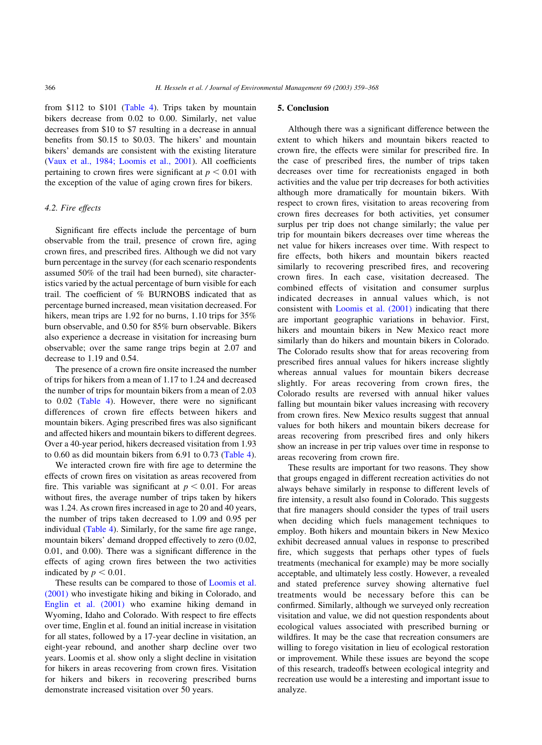from \$112 to \$101 (Table 4). Trips taken by mountain bikers decrease from 0.02 to 0.00. Similarly, net value decreases from \$10 to \$7 resulting in a decrease in annual benefits from \$0.15 to \$0.03. The hikers' and mountain bikers' demands are consistent with the existing literature (Vaux et al., 1984; Loomis et al., 2001). All coefficients pertaining to crown fires were significant at $p < 0.01$ with the exception of the value of aging crown fires for bikers.

### 4.2. Fire effects

Significant fire effects include the percentage of burn observable from the trail, presence of crown fire, aging crown fires, and prescribed fires. Although we did not vary burn percentage in the survey (for each scenario respondents assumed 50% of the trail had been burned), site characteristics varied by the actual percentage of burn visible for each trail. The coefficient of % BURNOBS indicated that as percentage burned increased, mean visitation decreased. For hikers, mean trips are 1.92 for no burns, 1.10 trips for 35% burn observable, and 0.50 for 85% burn observable. Bikers also experience a decrease in visitation for increasing burn observable; over the same range trips begin at 2.07 and decrease to 1.19 and 0.54.

The presence of a crown fire onsite increased the number of trips for hikers from a mean of 1.17 to 1.24 and decreased the number of trips for mountain bikers from a mean of 2.03 to 0.02 (Table 4). However, there were no significant differences of crown fire effects between hikers and mountain bikers. Aging prescribed fires was also significant and affected hikers and mountain bikers to different degrees. Over a 40-year period, hikers decreased visitation from 1.93 to 0.60 as did mountain bikers from 6.91 to 0.73 (Table 4).

We interacted crown fire with fire age to determine the effects of crown fires on visitation as areas recovered from fire. This variable was significant at $p < 0.01$. For areas without fires, the average number of trips taken by hikers was 1.24. As crown fires increased in age to 20 and 40 years, the number of trips taken decreased to 1.09 and 0.95 per individual (Table 4). Similarly, for the same fire age range, mountain bikers' demand dropped effectively to zero (0.02, 0.01, and 0.00). There was a significant difference in the effects of aging crown fires between the two activities indicated by $p < 0.01$.

These results can be compared to those of Loomis et al. (2001) who investigate hiking and biking in Colorado, and Englin et al. (2001) who examine hiking demand in Wyoming, Idaho and Colorado. With respect to fire effects over time, Englin et al. found an initial increase in visitation for all states, followed by a 17-year decline in visitation, an eight-year rebound, and another sharp decline over two years. Loomis et al. show only a slight decline in visitation for hikers in areas recovering from crown fires. Visitation for hikers and bikers in recovering prescribed burns demonstrate increased visitation over 50 years.

## 5. Conclusion

Although there was a significant difference between the extent to which hikers and mountain bikers reacted to crown fire, the effects were similar for prescribed fire. In the case of prescribed fires, the number of trips taken decreases over time for recreationists engaged in both activities and the value per trip decreases for both activities although more dramatically for mountain bikers. With respect to crown fires, visitation to areas recovering from crown fires decreases for both activities, yet consumer surplus per trip does not change similarly; the value per trip for mountain bikers decreases over time whereas the net value for hikers increases over time. With respect to fire effects, both hikers and mountain bikers reacted similarly to recovering prescribed fires, and recovering crown fires. In each case, visitation decreased. The combined effects of visitation and consumer surplus indicated decreases in annual values which, is not consistent with Loomis et al. (2001) indicating that there are important geographic variations in behavior. First, hikers and mountain bikers in New Mexico react more similarly than do hikers and mountain bikers in Colorado. The Colorado results show that for areas recovering from prescribed fires annual values for hikers increase slightly whereas annual values for mountain bikers decrease slightly. For areas recovering from crown fires, the Colorado results are reversed with annual hiker values falling but mountain biker values increasing with recovery from crown fires. New Mexico results suggest that annual values for both hikers and mountain bikers decrease for areas recovering from prescribed fires and only hikers show an increase in per trip values over time in response to areas recovering from crown fire.

These results are important for two reasons. They show that groups engaged in different recreation activities do not always behave similarly in response to different levels of fire intensity, a result also found in Colorado. This suggests that fire managers should consider the types of trail users when deciding which fuels management techniques to employ. Both hikers and mountain bikers in New Mexico exhibit decreased annual values in response to prescribed fire, which suggests that perhaps other types of fuels treatments (mechanical for example) may be more socially acceptable, and ultimately less costly. However, a revealed and stated preference survey showing alternative fuel treatments would be necessary before this can be confirmed. Similarly, although we surveyed only recreation visitation and value, we did not question respondents about ecological values associated with prescribed burning or wildfires. It may be the case that recreation consumers are willing to forego visitation in lieu of ecological restoration or improvement. While these issues are beyond the scope of this research, tradeoffs between ecological integrity and recreation use would be a interesting and important issue to analyze.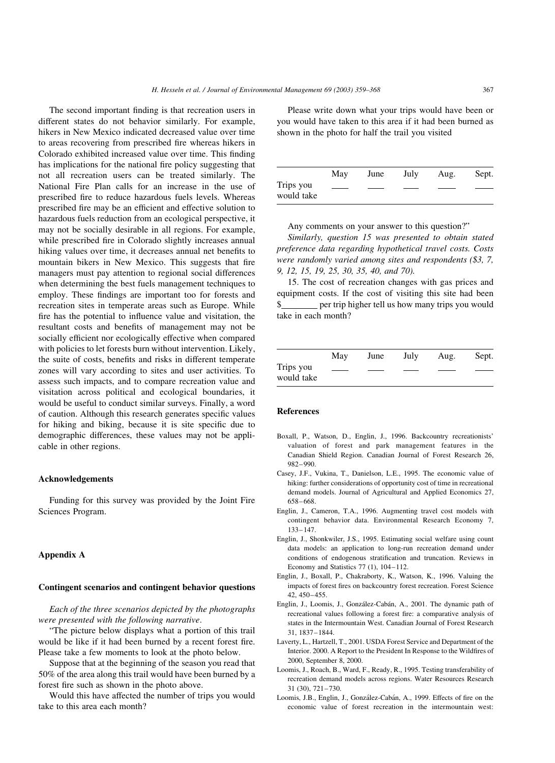The second important finding is that recreation users in different states do not behavior similarly. For example, hikers in New Mexico indicated decreased value over time to areas recovering from prescribed fire whereas hikers in Colorado exhibited increased value over time. This finding has implications for the national fire policy suggesting that not all recreation users can be treated similarly. The National Fire Plan calls for an increase in the use of prescribed fire to reduce hazardous fuels levels. Whereas prescribed fire may be an efficient and effective solution to hazardous fuels reduction from an ecological perspective, it may not be socially desirable in all regions. For example, while prescribed fire in Colorado slightly increases annual hiking values over time, it decreases annual net benefits to mountain bikers in New Mexico. This suggests that fire managers must pay attention to regional social differences when determining the best fuels management techniques to employ. These findings are important too for forests and recreation sites in temperate areas such as Europe. While fire has the potential to influence value and visitation, the resultant costs and benefits of management may not be socially efficient nor ecologically effective when compared with policies to let forests burn without intervention. Likely, the suite of costs, benefits and risks in different temperate zones will vary according to sites and user activities. To assess such impacts, and to compare recreation value and visitation across political and ecological boundaries, it would be useful to conduct similar surveys. Finally, a word of caution. Although this research generates specific values for hiking and biking, because it is site specific due to demographic differences, these values may not be applicable in other regions.

## Acknowledgements

Funding for this survey was provided by the Joint Fire Sciences Program.

## Appendix A

### Contingent scenarios and contingent behavior questions

*Each of the three scenarios depicted by the photographs were presented with the following narrative.*

"The picture below displays what a portion of this trail would be like if it had been burned by a recent forest fire. Please take a few moments to look at the photo below.

Suppose that at the beginning of the season you read that 50% of the area along this trail would have been burned by a forest fire such as shown in the photo above.

Would this have affected the number of trips you would take to this area each month?

Please write down what your trips would have been or you would have taken to this area if it had been burned as shown in the photo for half the trail you visited

| | May | June | July | Aug. | Sept. |
|---|---|---|---|---|---|
| Trips you would take | ____ | ____ | ____ | ____ | ____ |

Any comments on your answer to this question?"

*Similarly, question 15 was presented to obtain stated preference data regarding hypothetical travel costs. Costs were randomly varied among sites and respondents ($3, 7, 9, 12, 15, 19, 25, 30, 35, 40, and 70).*

15. The cost of recreation changes with gas prices and equipment costs. If the cost of visiting this site had been $________ per trip higher tell us how many trips you would take in each month?

| | May | June | July | Aug. | Sept. |
|---|---|---|---|---|---|
| Trips you would take | ____ | ____ | ____ | ____ | ____ |

## References

Boxall, P., Watson, D., Englin, J., 1996. Backcountry recreationists' valuation of forest and park management features in the Canadian Shield Region. Canadian Journal of Forest Research 26, 982–990.

Casey, J.F., Vukina, T., Danielson, L.E., 1995. The economic value of hiking: further considerations of opportunity cost of time in recreational demand models. Journal of Agricultural and Applied Economics 27, 658–668.

Englin, J., Cameron, T.A., 1996. Augmenting travel cost models with contingent behavior data. Environmental Research Economy 7, 133–147.

Englin, J., Shonkwiler, J.S., 1995. Estimating social welfare using count data models: an application to long-run recreation demand under conditions of endogenous stratification and truncation. Reviews in Economy and Statistics 77 (1), 104–112.

Englin, J., Boxall, P., Chakraborty, K., Watson, K., 1996. Valuing the impacts of forest fires on backcountry forest recreation. Forest Science 42, 450–455.

Englin, J., Loomis, J., González-Cabán, A., 2001. The dynamic path of recreational values following a forest fire: a comparative analysis of states in the Intermountain West. Canadian Journal of Forest Research 31, 1837–1844.

Laverty, L., Hartzell, T., 2001. USDA Forest Service and Department of the Interior. 2000. A Report to the President In Response to the Wildfires of 2000, September 8, 2000.

Loomis, J., Roach, B., Ward, F., Ready, R., 1995. Testing transferability of recreation demand models across regions. Water Resources Research 31 (30), 721–730.

Loomis, J.B., Englin, J., González-Cabán, A., 1999. Effects of fire on the economic value of forest recreation in the intermountain west: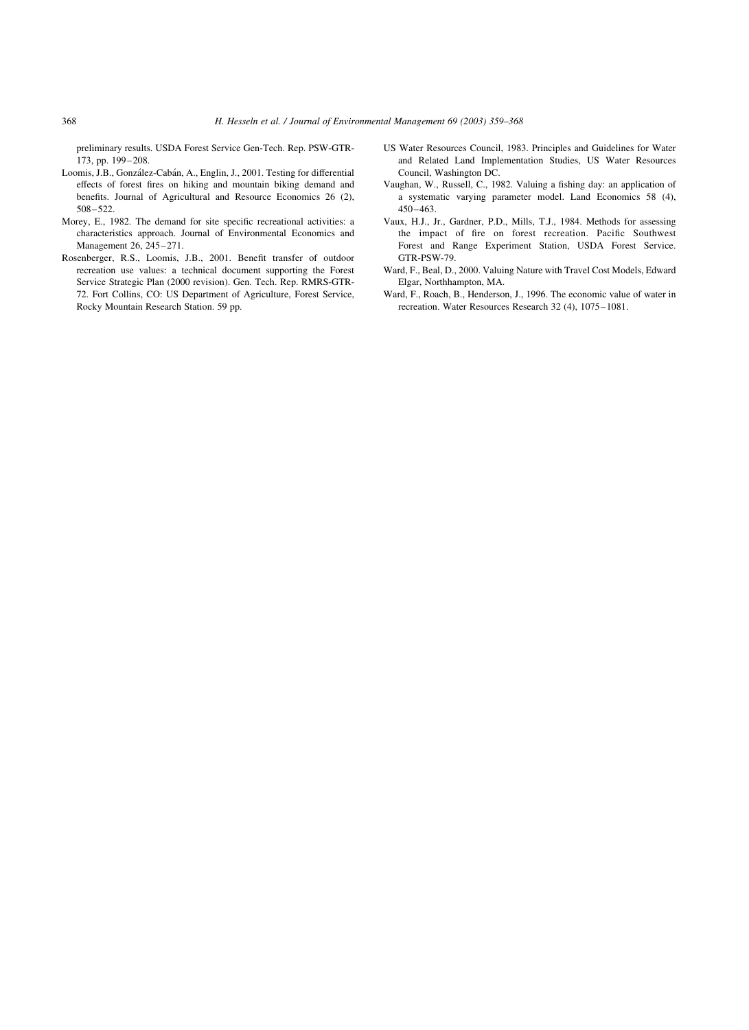preliminary results. USDA Forest Service Gen-Tech. Rep. PSW-GTR-173, pp. 199–208.

Loomis, J.B., González-Cabán, A., Englin, J., 2001. Testing for differential effects of forest fires on hiking and mountain biking demand and benefits. Journal of Agricultural and Resource Economics 26 (2), 508–522.

Morey, E., 1982. The demand for site specific recreational activities: a characteristics approach. Journal of Environmental Economics and Management 26, 245–271.

Rosenberger, R.S., Loomis, J.B., 2001. Benefit transfer of outdoor recreation use values: a technical document supporting the Forest Service Strategic Plan (2000 revision). Gen. Tech. Rep. RMRS-GTR-72. Fort Collins, CO: US Department of Agriculture, Forest Service, Rocky Mountain Research Station. 59 pp.

US Water Resources Council, 1983. Principles and Guidelines for Water and Related Land Implementation Studies, US Water Resources Council, Washington DC.

Vaughan, W., Russell, C., 1982. Valuing a fishing day: an application of a systematic varying parameter model. Land Economics 58 (4), 450–463.

Vaux, H.J., Jr., Gardner, P.D., Mills, T.J., 1984. Methods for assessing the impact of fire on forest recreation. Pacific Southwest Forest and Range Experiment Station, USDA Forest Service. GTR-PSW-79.

Ward, F., Beal, D., 2000. Valuing Nature with Travel Cost Models, Edward Elgar, Northhampton, MA.

Ward, F., Roach, B., Henderson, J., 1996. The economic value of water in recreation. Water Resources Research 32 (4), 1075–1081.